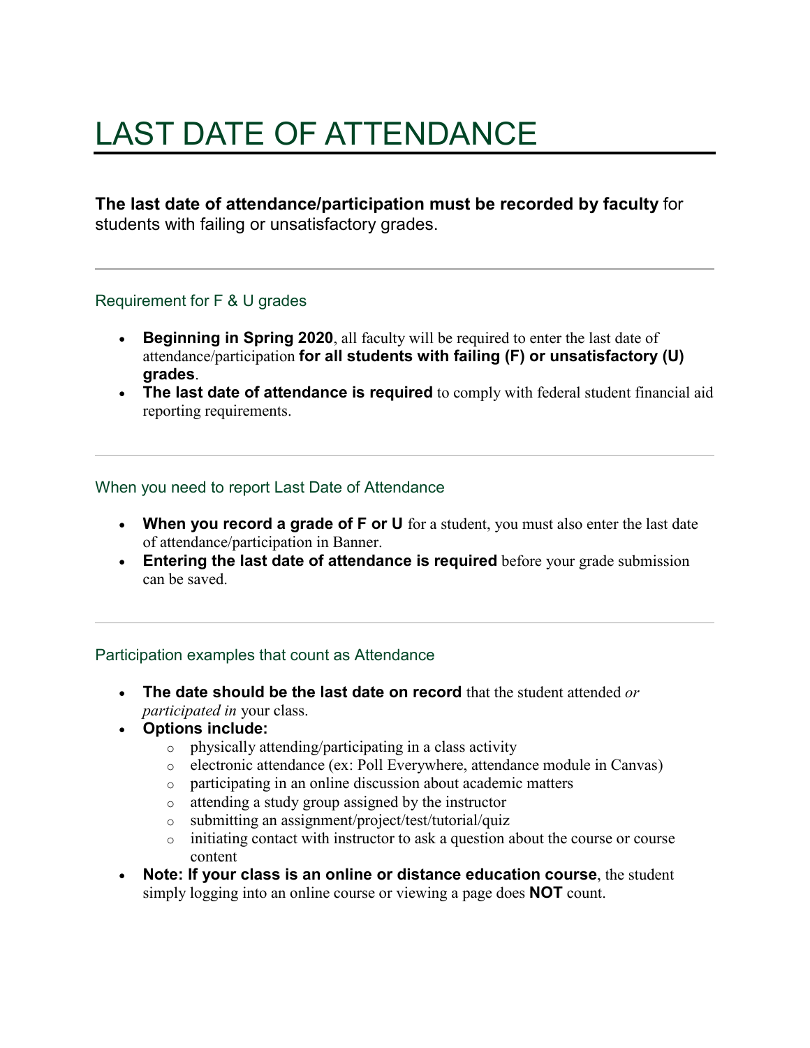# LAST DATE OF ATTENDANCE

**The last date of attendance/participation must be recorded by faculty** for students with failing or unsatisfactory grades.

---

## Requirement for F & U grades

- **Beginning in Spring 2020**, all faculty will be required to enter the last date of attendance/participation **for all students with failing (F) or unsatisfactory (U) grades**.
- **The last date of attendance is required** to comply with federal student financial aid reporting requirements.

---

## When you need to report Last Date of Attendance

- **When you record a grade of F or U** for a student, you must also enter the last date of attendance/participation in Banner.
- **Entering the last date of attendance is required** before your grade submission can be saved.

---

## Participation examples that count as Attendance

- **The date should be the last date on record** that the student attended *or participated in* your class.
- **Options include:**
  - physically attending/participating in a class activity
  - electronic attendance (ex: Poll Everywhere, attendance module in Canvas)
  - participating in an online discussion about academic matters
  - attending a study group assigned by the instructor
  - submitting an assignment/project/test/tutorial/quiz
  - initiating contact with instructor to ask a question about the course or course content
- **Note: If your class is an online or distance education course**, the student simply logging into an online course or viewing a page does **NOT** count.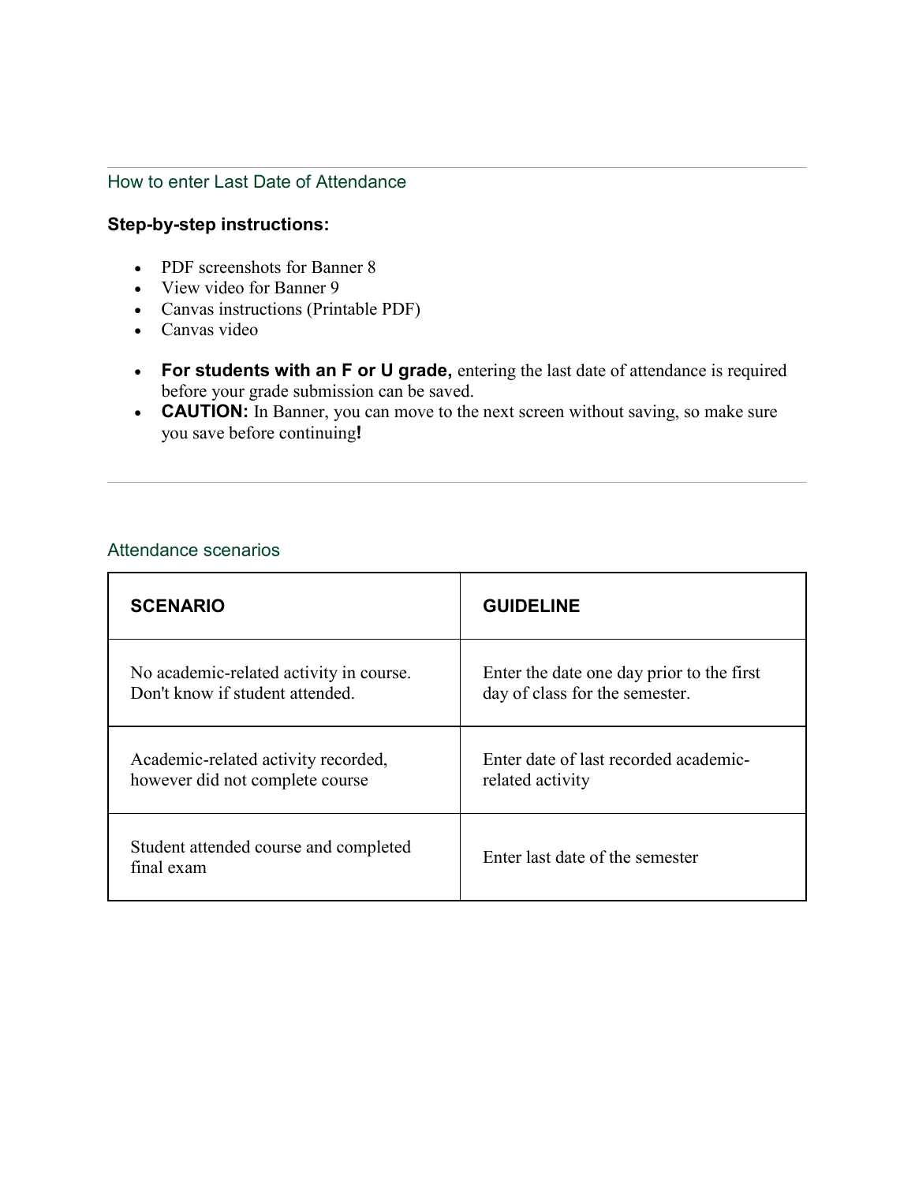## How to enter Last Date of Attendance

**Step-by-step instructions:**

- PDF screenshots for Banner 8
- View video for Banner 9
- Canvas instructions (Printable PDF)
- Canvas video

- **For students with an F or U grade,** entering the last date of attendance is required before your grade submission can be saved.
- **CAUTION:** In Banner, you can move to the next screen without saving, so make sure you save before continuing**!**

---

## Attendance scenarios

| **SCENARIO** | **GUIDELINE** |
| --- | --- |
| No academic-related activity in course. Don't know if student attended. | Enter the date one day prior to the first day of class for the semester. |
| Academic-related activity recorded, however did not complete course | Enter date of last recorded academic-related activity |
| Student attended course and completed final exam | Enter last date of the semester |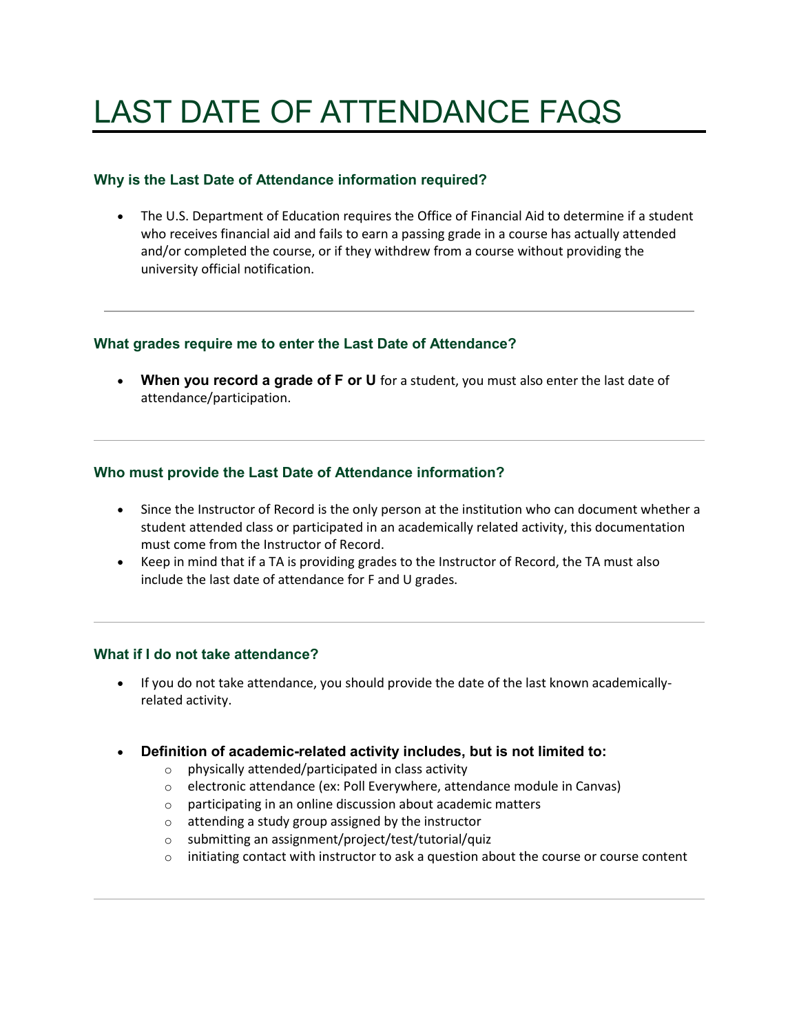# LAST DATE OF ATTENDANCE FAQS

### Why is the Last Date of Attendance information required?

- The U.S. Department of Education requires the Office of Financial Aid to determine if a student who receives financial aid and fails to earn a passing grade in a course has actually attended and/or completed the course, or if they withdrew from a course without providing the university official notification.

---

### What grades require me to enter the Last Date of Attendance?

- **When you record a grade of F or U** for a student, you must also enter the last date of attendance/participation.

---

### Who must provide the Last Date of Attendance information?

- Since the Instructor of Record is the only person at the institution who can document whether a student attended class or participated in an academically related activity, this documentation must come from the Instructor of Record.
- Keep in mind that if a TA is providing grades to the Instructor of Record, the TA must also include the last date of attendance for F and U grades.

---

### What if I do not take attendance?

- If you do not take attendance, you should provide the date of the last known academically-related activity.

- **Definition of academic-related activity includes, but is not limited to:**
  - physically attended/participated in class activity
  - electronic attendance (ex: Poll Everywhere, attendance module in Canvas)
  - participating in an online discussion about academic matters
  - attending a study group assigned by the instructor
  - submitting an assignment/project/test/tutorial/quiz
  - initiating contact with instructor to ask a question about the course or course content

---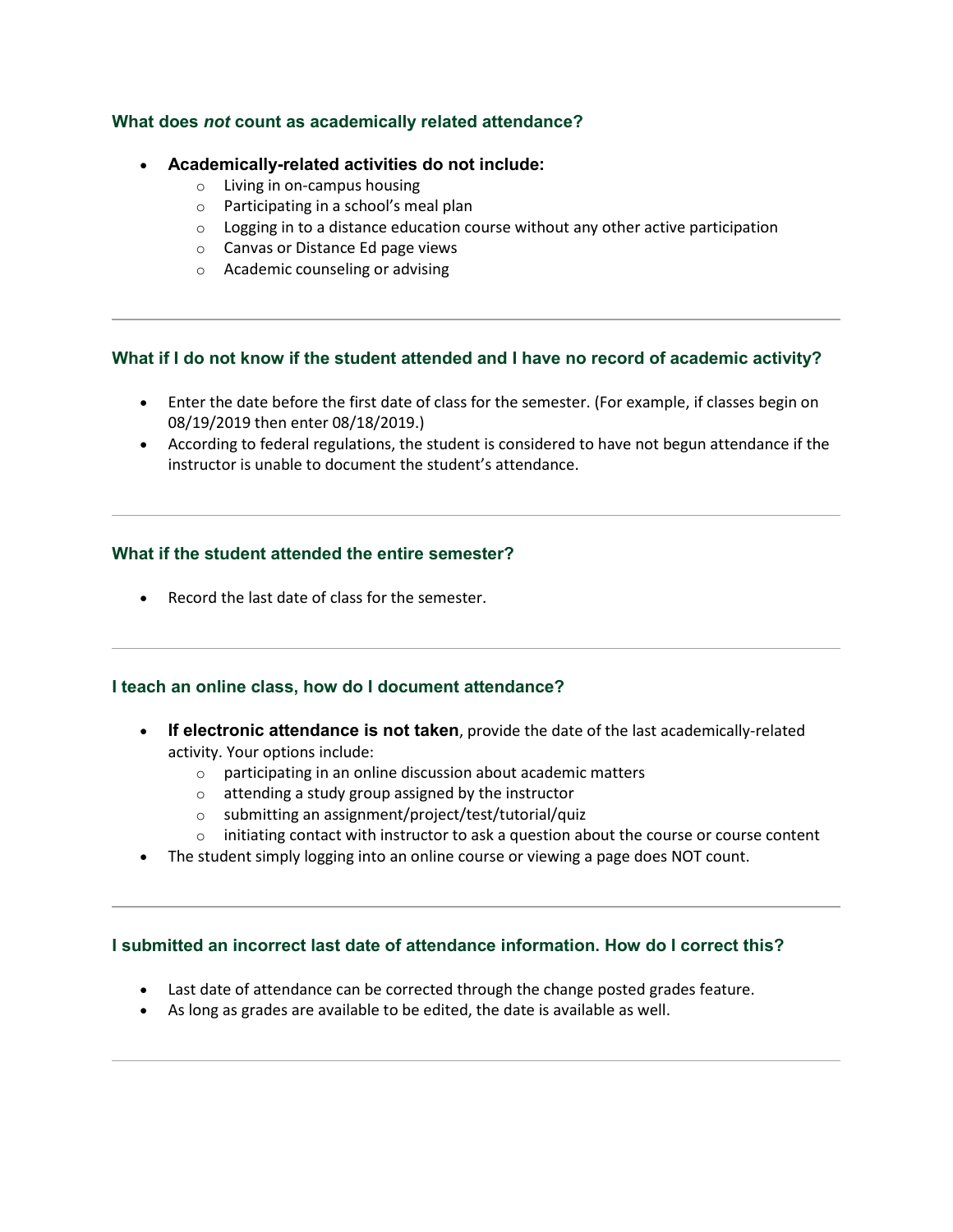### What does *not* count as academically related attendance?

- **Academically-related activities do not include:**
  - Living in on-campus housing
  - Participating in a school's meal plan
  - Logging in to a distance education course without any other active participation
  - Canvas or Distance Ed page views
  - Academic counseling or advising

---

### What if I do not know if the student attended and I have no record of academic activity?

- Enter the date before the first date of class for the semester. (For example, if classes begin on 08/19/2019 then enter 08/18/2019.)
- According to federal regulations, the student is considered to have not begun attendance if the instructor is unable to document the student's attendance.

---

### What if the student attended the entire semester?

- Record the last date of class for the semester.

---

### I teach an online class, how do I document attendance?

- **If electronic attendance is not taken**, provide the date of the last academically-related activity. Your options include:
  - participating in an online discussion about academic matters
  - attending a study group assigned by the instructor
  - submitting an assignment/project/test/tutorial/quiz
  - initiating contact with instructor to ask a question about the course or course content
- The student simply logging into an online course or viewing a page does NOT count.

---

### I submitted an incorrect last date of attendance information. How do I correct this?

- Last date of attendance can be corrected through the change posted grades feature.
- As long as grades are available to be edited, the date is available as well.

---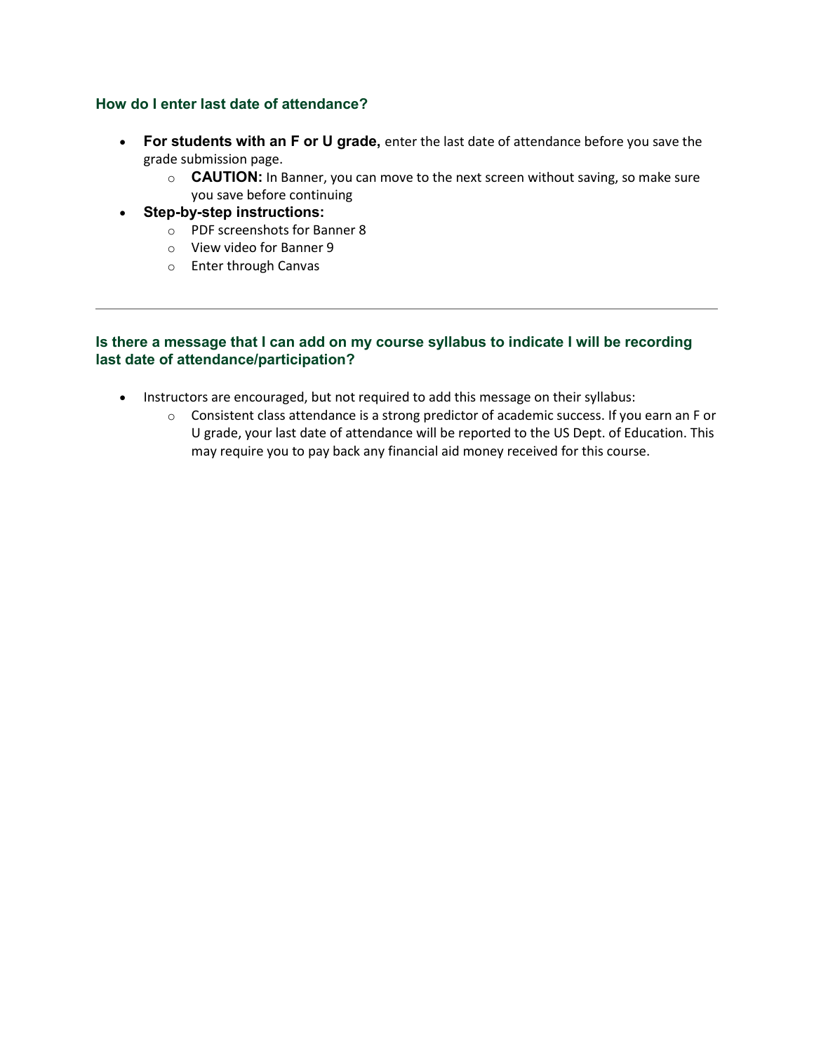### How do I enter last date of attendance?

- **For students with an F or U grade,** enter the last date of attendance before you save the grade submission page.
  - **CAUTION:** In Banner, you can move to the next screen without saving, so make sure you save before continuing
- **Step-by-step instructions:**
  - PDF screenshots for Banner 8
  - View video for Banner 9
  - Enter through Canvas

---

### Is there a message that I can add on my course syllabus to indicate I will be recording last date of attendance/participation?

- Instructors are encouraged, but not required to add this message on their syllabus:
  - Consistent class attendance is a strong predictor of academic success. If you earn an F or U grade, your last date of attendance will be reported to the US Dept. of Education. This may require you to pay back any financial aid money received for this course.